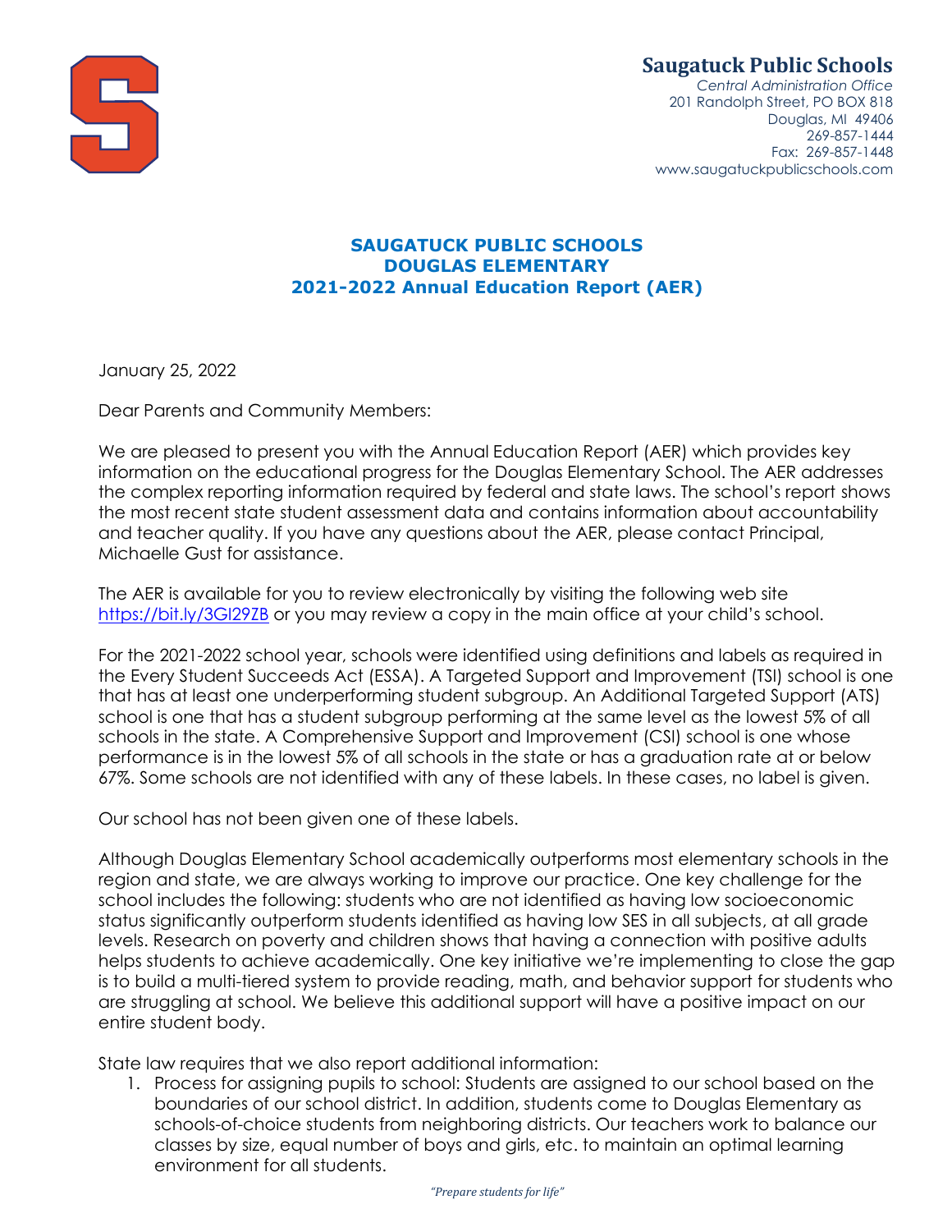**Saugatuck Public Schools**
*Central Administration Office*
201 Randolph Street, PO BOX 818
Douglas, MI 49406
269-857-1444
Fax: 269-857-1448
www.saugatuckpublicschools.com

# SAUGATUCK PUBLIC SCHOOLS
# DOUGLAS ELEMENTARY
# 2021-2022 Annual Education Report (AER)

January 25, 2022

Dear Parents and Community Members:

We are pleased to present you with the Annual Education Report (AER) which provides key information on the educational progress for the Douglas Elementary School. The AER addresses the complex reporting information required by federal and state laws. The school's report shows the most recent state student assessment data and contains information about accountability and teacher quality. If you have any questions about the AER, please contact Principal, Michaelle Gust for assistance.

The AER is available for you to review electronically by visiting the following web site https://bit.ly/3GI29ZB or you may review a copy in the main office at your child's school.

For the 2021-2022 school year, schools were identified using definitions and labels as required in the Every Student Succeeds Act (ESSA). A Targeted Support and Improvement (TSI) school is one that has at least one underperforming student subgroup. An Additional Targeted Support (ATS) school is one that has a student subgroup performing at the same level as the lowest 5% of all schools in the state. A Comprehensive Support and Improvement (CSI) school is one whose performance is in the lowest 5% of all schools in the state or has a graduation rate at or below 67%. Some schools are not identified with any of these labels. In these cases, no label is given.

Our school has not been given one of these labels.

Although Douglas Elementary School academically outperforms most elementary schools in the region and state, we are always working to improve our practice. One key challenge for the school includes the following: students who are not identified as having low socioeconomic status significantly outperform students identified as having low SES in all subjects, at all grade levels. Research on poverty and children shows that having a connection with positive adults helps students to achieve academically. One key initiative we're implementing to close the gap is to build a multi-tiered system to provide reading, math, and behavior support for students who are struggling at school. We believe this additional support will have a positive impact on our entire student body.

State law requires that we also report additional information:

1. Process for assigning pupils to school: Students are assigned to our school based on the boundaries of our school district. In addition, students come to Douglas Elementary as schools-of-choice students from neighboring districts. Our teachers work to balance our classes by size, equal number of boys and girls, etc. to maintain an optimal learning environment for all students.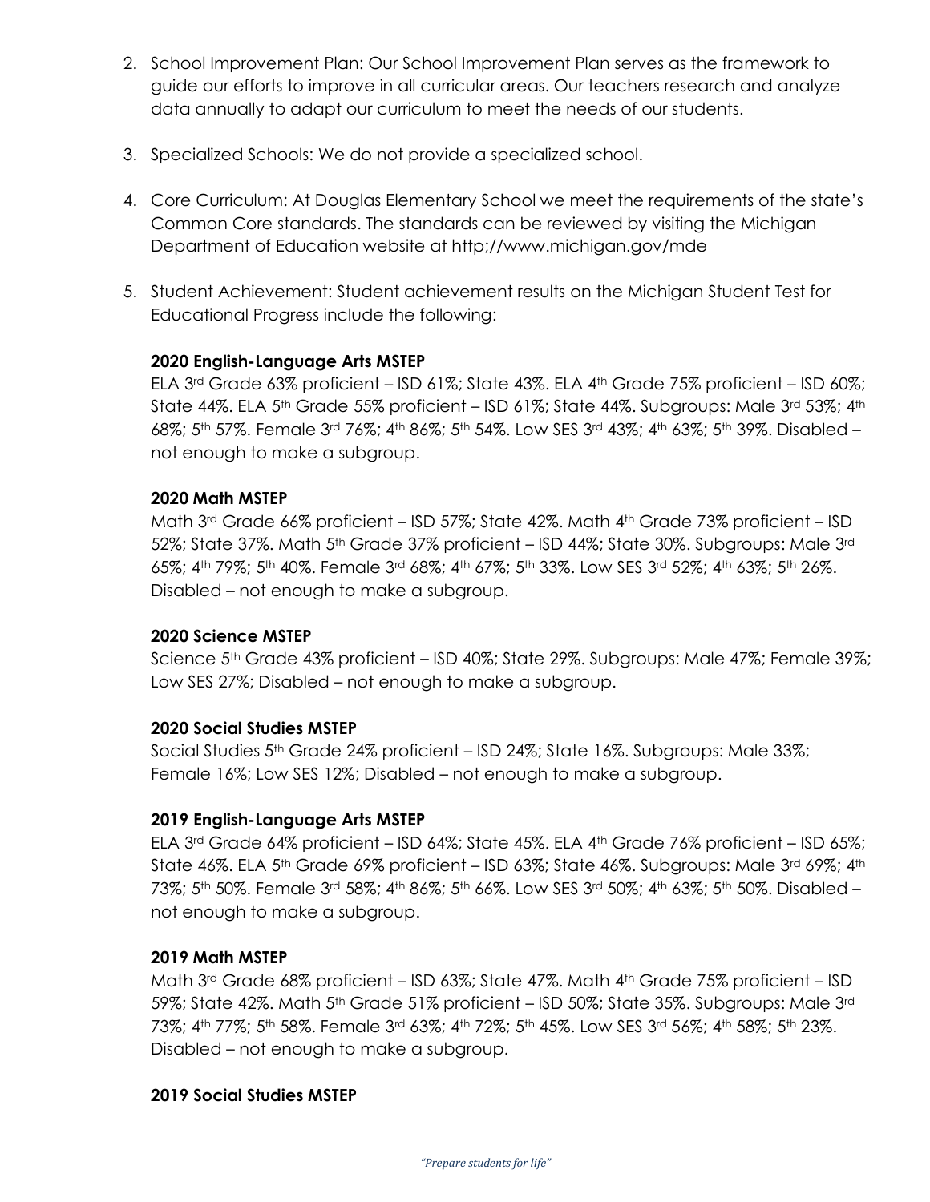2. School Improvement Plan: Our School Improvement Plan serves as the framework to guide our efforts to improve in all curricular areas. Our teachers research and analyze data annually to adapt our curriculum to meet the needs of our students.

3. Specialized Schools: We do not provide a specialized school.

4. Core Curriculum: At Douglas Elementary School we meet the requirements of the state's Common Core standards. The standards can be reviewed by visiting the Michigan Department of Education website at http;//www.michigan.gov/mde

5. Student Achievement: Student achievement results on the Michigan Student Test for Educational Progress include the following:

   **2020 English-Language Arts MSTEP**

   ELA 3rd Grade 63% proficient – ISD 61%; State 43%. ELA 4th Grade 75% proficient – ISD 60%; State 44%. ELA 5th Grade 55% proficient – ISD 61%; State 44%. Subgroups: Male 3rd 53%; 4th 68%; 5th 57%. Female 3rd 76%; 4th 86%; 5th 54%. Low SES 3rd 43%; 4th 63%; 5th 39%. Disabled – not enough to make a subgroup.

   **2020 Math MSTEP**

   Math 3rd Grade 66% proficient – ISD 57%; State 42%. Math 4th Grade 73% proficient – ISD 52%; State 37%. Math 5th Grade 37% proficient – ISD 44%; State 30%. Subgroups: Male 3rd 65%; 4th 79%; 5th 40%. Female 3rd 68%; 4th 67%; 5th 33%. Low SES 3rd 52%; 4th 63%; 5th 26%. Disabled – not enough to make a subgroup.

   **2020 Science MSTEP**

   Science 5th Grade 43% proficient – ISD 40%; State 29%. Subgroups: Male 47%; Female 39%; Low SES 27%; Disabled – not enough to make a subgroup.

   **2020 Social Studies MSTEP**

   Social Studies 5th Grade 24% proficient – ISD 24%; State 16%. Subgroups: Male 33%; Female 16%; Low SES 12%; Disabled – not enough to make a subgroup.

   **2019 English-Language Arts MSTEP**

   ELA 3rd Grade 64% proficient – ISD 64%; State 45%. ELA 4th Grade 76% proficient – ISD 65%; State 46%. ELA 5th Grade 69% proficient – ISD 63%; State 46%. Subgroups: Male 3rd 69%; 4th 73%; 5th 50%. Female 3rd 58%; 4th 86%; 5th 66%. Low SES 3rd 50%; 4th 63%; 5th 50%. Disabled – not enough to make a subgroup.

   **2019 Math MSTEP**

   Math 3rd Grade 68% proficient – ISD 63%; State 47%. Math 4th Grade 75% proficient – ISD 59%; State 42%. Math 5th Grade 51% proficient – ISD 50%; State 35%. Subgroups: Male 3rd 73%; 4th 77%; 5th 58%. Female 3rd 63%; 4th 72%; 5th 45%. Low SES 3rd 56%; 4th 58%; 5th 23%. Disabled – not enough to make a subgroup.

   **2019 Social Studies MSTEP**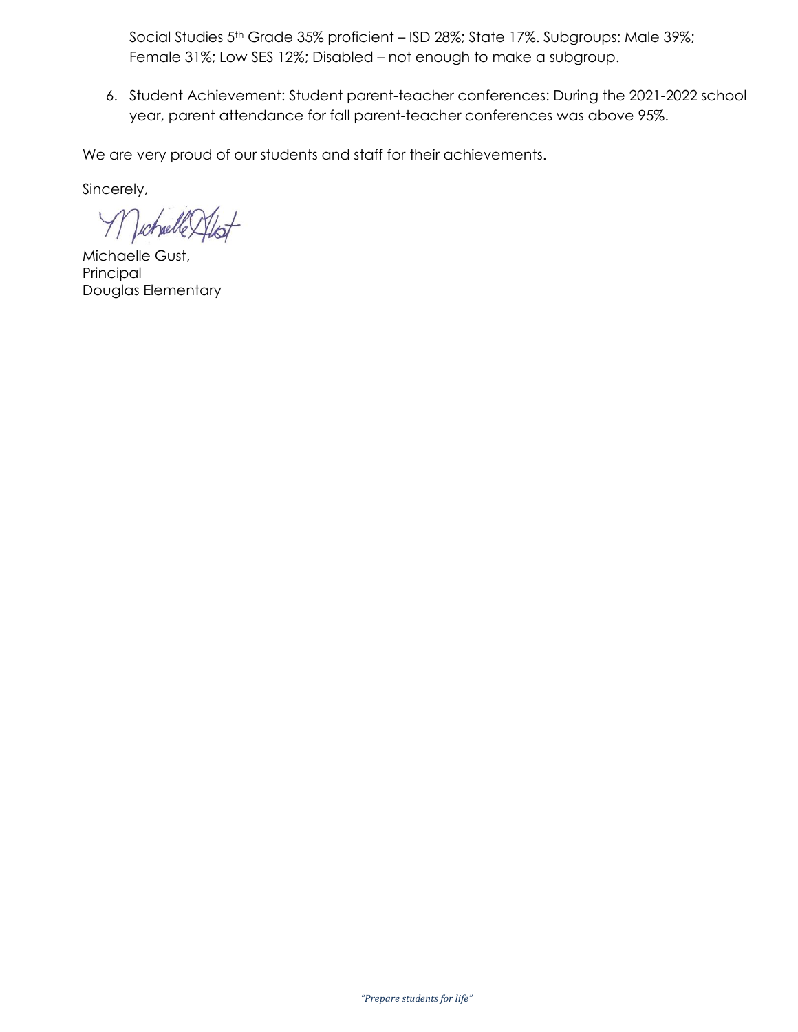Social Studies 5th Grade 35% proficient – ISD 28%; State 17%. Subgroups: Male 39%; Female 31%; Low SES 12%; Disabled – not enough to make a subgroup.

6. Student Achievement: Student parent-teacher conferences: During the 2021-2022 school year, parent attendance for fall parent-teacher conferences was above 95%.

We are very proud of our students and staff for their achievements.

Sincerely,

Michaelle Gust,
Principal
Douglas Elementary

*"Prepare students for life"*